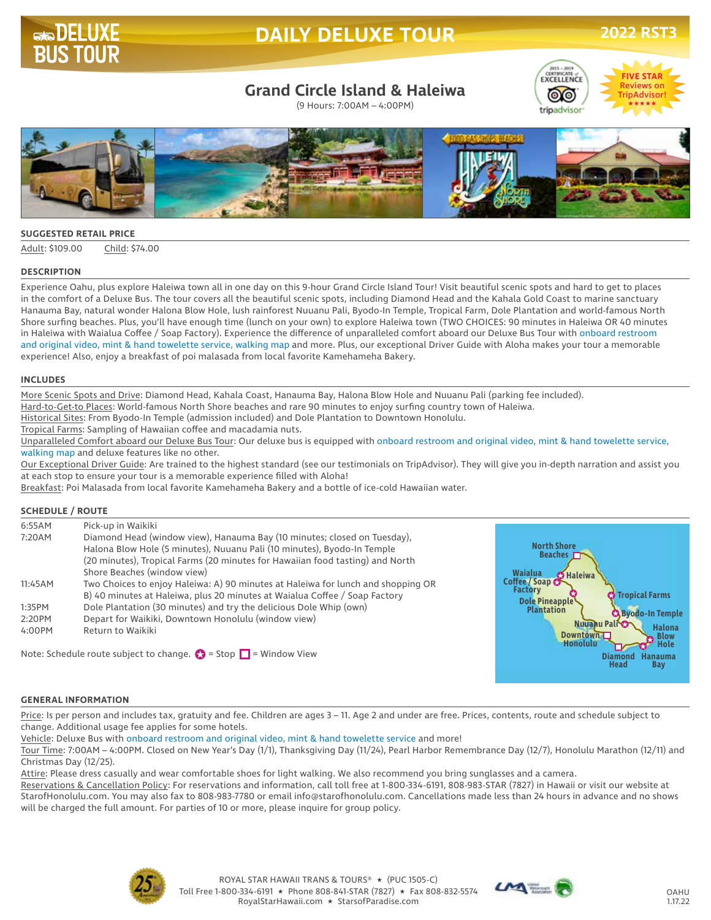# DAILY DELUXE TOUR

2022 RST3

## Grand Circle Island & Haleiwa

(9 Hours: 7:00AM – 4:00PM)

FIVE STAR Reviews on TripAdvisor!

### SUGGESTED RETAIL PRICE

Adult: $109.00 Child: $74.00

### DESCRIPTION

Experience Oahu, plus explore Haleiwa town all in one day on this 9-hour Grand Circle Island Tour! Visit beautiful scenic spots and hard to get to places in the comfort of a Deluxe Bus. The tour covers all the beautiful scenic spots, including Diamond Head and the Kahala Gold Coast to marine sanctuary Hanauma Bay, natural wonder Halona Blow Hole, lush rainforest Nuuanu Pali, Byodo-In Temple, Tropical Farm, Dole Plantation and world-famous North Shore surfing beaches. Plus, you'll have enough time (lunch on your own) to explore Haleiwa town (TWO CHOICES: 90 minutes in Haleiwa OR 40 minutes in Haleiwa with Waialua Coffee / Soap Factory). Experience the difference of unparalleled comfort aboard our Deluxe Bus Tour with onboard restroom and original video, mint & hand towelette service, walking map and more. Plus, our exceptional Driver Guide with Aloha makes your tour a memorable experience! Also, enjoy a breakfast of poi malasada from local favorite Kamehameha Bakery.

### INCLUDES

More Scenic Spots and Drive: Diamond Head, Kahala Coast, Hanauma Bay, Halona Blow Hole and Nuuanu Pali (parking fee included).
Hard-to-Get-to Places: World-famous North Shore beaches and rare 90 minutes to enjoy surfing country town of Haleiwa.
Historical Sites: From Byodo-In Temple (admission included) and Dole Plantation to Downtown Honolulu.
Tropical Farms: Sampling of Hawaiian coffee and macadamia nuts.
Unparalleled Comfort aboard our Deluxe Bus Tour: Our deluxe bus is equipped with onboard restroom and original video, mint & hand towelette service, walking map and deluxe features like no other.
Our Exceptional Driver Guide: Are trained to the highest standard (see our testimonials on TripAdvisor). They will give you in-depth narration and assist you at each stop to ensure your tour is a memorable experience filled with Aloha!
Breakfast: Poi Malasada from local favorite Kamehameha Bakery and a bottle of ice-cold Hawaiian water.

### SCHEDULE / ROUTE

| | |
|---|---|
| 6:55AM | Pick-up in Waikiki |
| 7:20AM | Diamond Head (window view), Hanauma Bay (10 minutes; closed on Tuesday), Halona Blow Hole (5 minutes), Nuuanu Pali (10 minutes), Byodo-In Temple (20 minutes), Tropical Farms (20 minutes for Hawaiian food tasting) and North Shore Beaches (window view) |
| 11:45AM | Two Choices to enjoy Haleiwa: A) 90 minutes at Haleiwa for lunch and shopping OR B) 40 minutes at Haleiwa, plus 20 minutes at Waialua Coffee / Soap Factory |
| 1:35PM | Dole Plantation (30 minutes) and try the delicious Dole Whip (own) |
| 2:20PM | Depart for Waikiki, Downtown Honolulu (window view) |
| 4:00PM | Return to Waikiki |

Note: Schedule route subject to change. ✪ = Stop ☐ = Window View

### GENERAL INFORMATION

Price: Is per person and includes tax, gratuity and fee. Children are ages 3 – 11. Age 2 and under are free. Prices, contents, route and schedule subject to change. Additional usage fee applies for some hotels.
Vehicle: Deluxe Bus with onboard restroom and original video, mint & hand towelette service and more!
Tour Time: 7:00AM – 4:00PM. Closed on New Year's Day (1/1), Thanksgiving Day (11/24), Pearl Harbor Remembrance Day (12/7), Honolulu Marathon (12/11) and Christmas Day (12/25).
Attire: Please dress casually and wear comfortable shoes for light walking. We also recommend you bring sunglasses and a camera.
Reservations & Cancellation Policy: For reservations and information, call toll free at 1-800-334-6191, 808-983-STAR (7827) in Hawaii or visit our website at StarofHonolulu.com. You may also fax to 808-983-7780 or email info@starofhonolulu.com. Cancellations made less than 24 hours in advance and no shows will be charged the full amount. For parties of 10 or more, please inquire for group policy.

ROYAL STAR HAWAII TRANS & TOURS® ★ (PUC 1505-C)
Toll Free 1-800-334-6191 ★ Phone 808-841-STAR (7827) ★ Fax 808-832-5574
RoyalStarHawaii.com ★ StarsofParadise.com

OAHU 1.17.22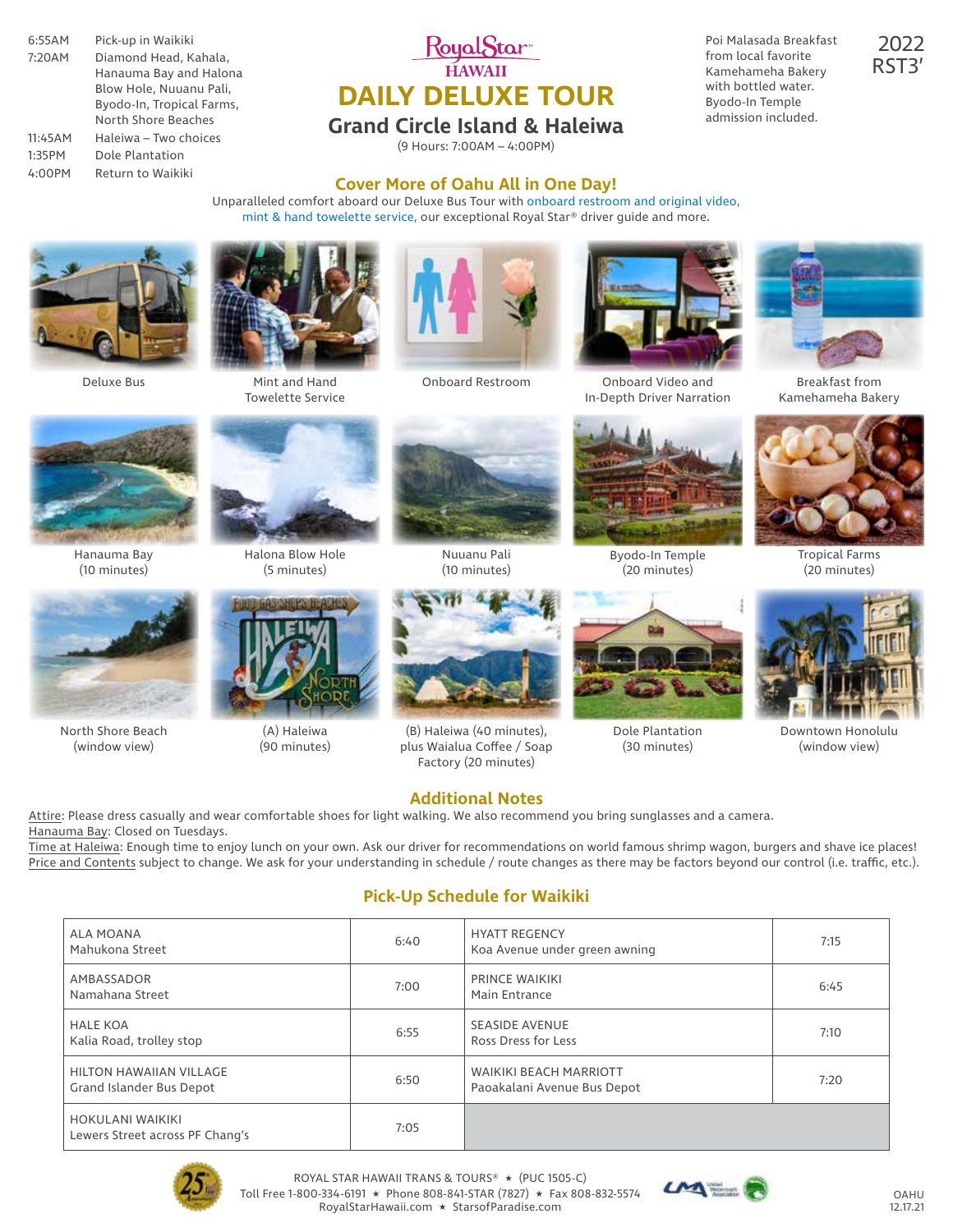| | |
|---|---|
| 6:55AM | Pick-up in Waikiki |
| 7:20AM | Diamond Head, Kahala, Hanauma Bay and Halona Blow Hole, Nuuanu Pali, Byodo-In, Tropical Farms, North Shore Beaches |
| 11:45AM | Haleiwa – Two choices |
| 1:35PM | Dole Plantation |
| 4:00PM | Return to Waikiki |

RoyalStar™ HAWAII

# DAILY DELUXE TOUR

## Grand Circle Island & Haleiwa

(9 Hours: 7:00AM – 4:00PM)

Poi Malasada Breakfast from local favorite Kamehameha Bakery with bottled water. Byodo-In Temple admission included.

2022 RST3'

### Cover More of Oahu All in One Day!

Unparalleled comfort aboard our Deluxe Bus Tour with onboard restroom and original video, mint & hand towelette service, our exceptional Royal Star® driver guide and more.

Deluxe Bus

Mint and Hand Towelette Service

Onboard Restroom

Onboard Video and In-Depth Driver Narration

Breakfast from Kamehameha Bakery

Hanauma Bay (10 minutes)

Halona Blow Hole (5 minutes)

Nuuanu Pali (10 minutes)

Byodo-In Temple (20 minutes)

Tropical Farms (20 minutes)

North Shore Beach (window view)

(A) Haleiwa (90 minutes)

(B) Haleiwa (40 minutes), plus Waialua Coffee / Soap Factory (20 minutes)

Dole Plantation (30 minutes)

Downtown Honolulu (window view)

### Additional Notes

Attire: Please dress casually and wear comfortable shoes for light walking. We also recommend you bring sunglasses and a camera.
Hanauma Bay: Closed on Tuesdays.
Time at Haleiwa: Enough time to enjoy lunch on your own. Ask our driver for recommendations on world famous shrimp wagon, burgers and shave ice places!
Price and Contents subject to change. We ask for your understanding in schedule / route changes as there may be factors beyond our control (i.e. traffic, etc.).

### Pick-Up Schedule for Waikiki

| | | | |
|---|---|---|---|
| ALA MOANA<br>Mahukona Street | 6:40 | HYATT REGENCY<br>Koa Avenue under green awning | 7:15 |
| AMBASSADOR<br>Namahana Street | 7:00 | PRINCE WAIKIKI<br>Main Entrance | 6:45 |
| HALE KOA<br>Kalia Road, trolley stop | 6:55 | SEASIDE AVENUE<br>Ross Dress for Less | 7:10 |
| HILTON HAWAIIAN VILLAGE<br>Grand Islander Bus Depot | 6:50 | WAIKIKI BEACH MARRIOTT<br>Paoakalani Avenue Bus Depot | 7:20 |
| HOKULANI WAIKIKI<br>Lewers Street across PF Chang's | 7:05 | | |

ROYAL STAR HAWAII TRANS & TOURS® ★ (PUC 1505-C)
Toll Free 1-800-334-6191 ★ Phone 808-841-STAR (7827) ★ Fax 808-832-5574
RoyalStarHawaii.com ★ StarsofParadise.com

OAHU 12.17.21